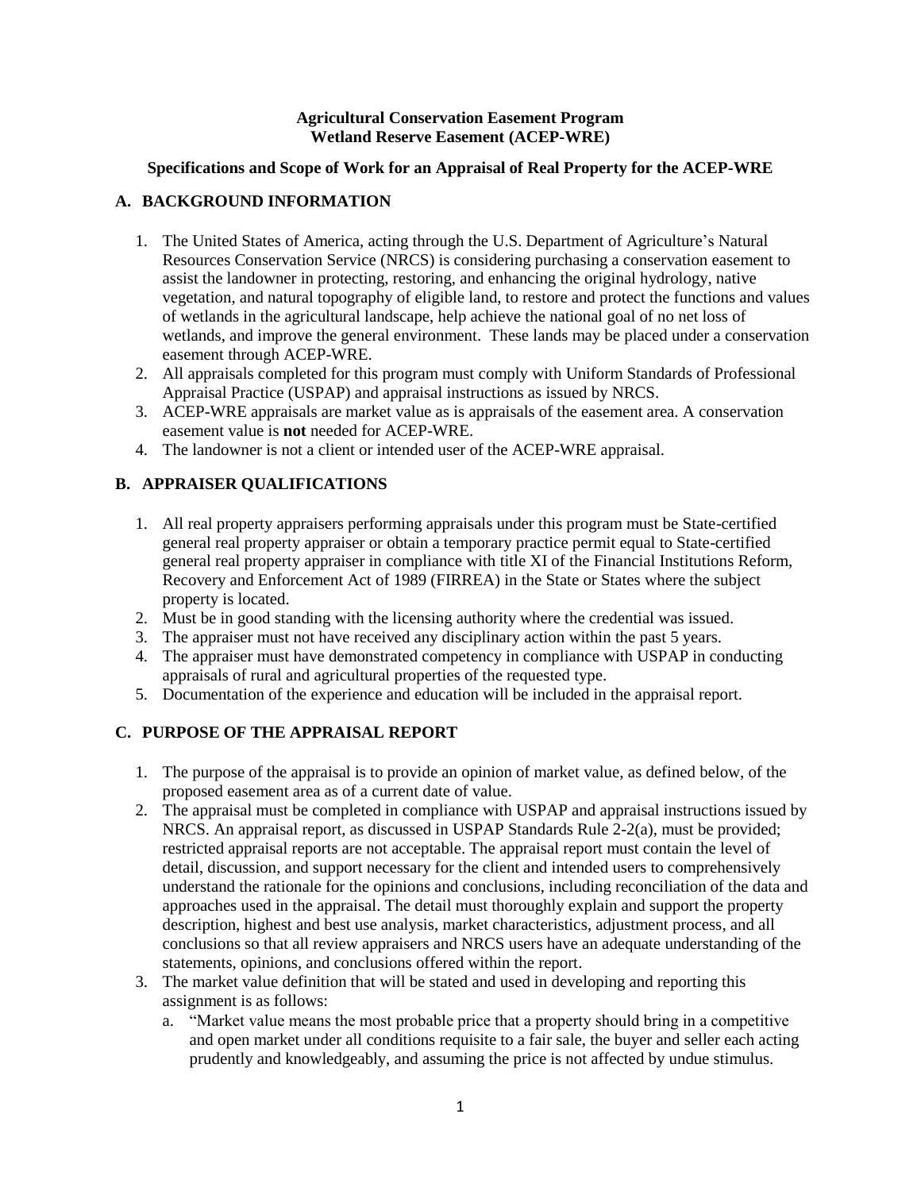**Agricultural Conservation Easement Program**
**Wetland Reserve Easement (ACEP-WRE)**

**Specifications and Scope of Work for an Appraisal of Real Property for the ACEP-WRE**

## A. BACKGROUND INFORMATION

1. The United States of America, acting through the U.S. Department of Agriculture's Natural Resources Conservation Service (NRCS) is considering purchasing a conservation easement to assist the landowner in protecting, restoring, and enhancing the original hydrology, native vegetation, and natural topography of eligible land, to restore and protect the functions and values of wetlands in the agricultural landscape, help achieve the national goal of no net loss of wetlands, and improve the general environment. These lands may be placed under a conservation easement through ACEP-WRE.
2. All appraisals completed for this program must comply with Uniform Standards of Professional Appraisal Practice (USPAP) and appraisal instructions as issued by NRCS.
3. ACEP-WRE appraisals are market value as is appraisals of the easement area. A conservation easement value is **not** needed for ACEP-WRE.
4. The landowner is not a client or intended user of the ACEP-WRE appraisal.

## B. APPRAISER QUALIFICATIONS

1. All real property appraisers performing appraisals under this program must be State-certified general real property appraiser or obtain a temporary practice permit equal to State-certified general real property appraiser in compliance with title XI of the Financial Institutions Reform, Recovery and Enforcement Act of 1989 (FIRREA) in the State or States where the subject property is located.
2. Must be in good standing with the licensing authority where the credential was issued.
3. The appraiser must not have received any disciplinary action within the past 5 years.
4. The appraiser must have demonstrated competency in compliance with USPAP in conducting appraisals of rural and agricultural properties of the requested type.
5. Documentation of the experience and education will be included in the appraisal report.

## C. PURPOSE OF THE APPRAISAL REPORT

1. The purpose of the appraisal is to provide an opinion of market value, as defined below, of the proposed easement area as of a current date of value.
2. The appraisal must be completed in compliance with USPAP and appraisal instructions issued by NRCS. An appraisal report, as discussed in USPAP Standards Rule 2-2(a), must be provided; restricted appraisal reports are not acceptable. The appraisal report must contain the level of detail, discussion, and support necessary for the client and intended users to comprehensively understand the rationale for the opinions and conclusions, including reconciliation of the data and approaches used in the appraisal. The detail must thoroughly explain and support the property description, highest and best use analysis, market characteristics, adjustment process, and all conclusions so that all review appraisers and NRCS users have an adequate understanding of the statements, opinions, and conclusions offered within the report.
3. The market value definition that will be stated and used in developing and reporting this assignment is as follows:
   a. "Market value means the most probable price that a property should bring in a competitive and open market under all conditions requisite to a fair sale, the buyer and seller each acting prudently and knowledgeably, and assuming the price is not affected by undue stimulus.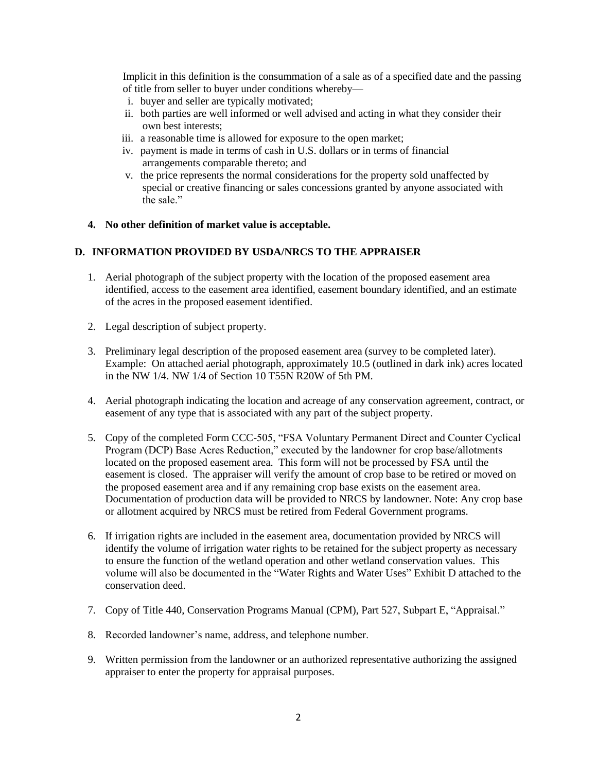Implicit in this definition is the consummation of a sale as of a specified date and the passing of title from seller to buyer under conditions whereby—

i. buyer and seller are typically motivated;
ii. both parties are well informed or well advised and acting in what they consider their own best interests;
iii. a reasonable time is allowed for exposure to the open market;
iv. payment is made in terms of cash in U.S. dollars or in terms of financial arrangements comparable thereto; and
v. the price represents the normal considerations for the property sold unaffected by special or creative financing or sales concessions granted by anyone associated with the sale."

4. **No other definition of market value is acceptable.**

## D. INFORMATION PROVIDED BY USDA/NRCS TO THE APPRAISER

1. Aerial photograph of the subject property with the location of the proposed easement area identified, access to the easement area identified, easement boundary identified, and an estimate of the acres in the proposed easement identified.

2. Legal description of subject property.

3. Preliminary legal description of the proposed easement area (survey to be completed later). Example: On attached aerial photograph, approximately 10.5 (outlined in dark ink) acres located in the NW 1/4. NW 1/4 of Section 10 T55N R20W of 5th PM.

4. Aerial photograph indicating the location and acreage of any conservation agreement, contract, or easement of any type that is associated with any part of the subject property.

5. Copy of the completed Form CCC-505, "FSA Voluntary Permanent Direct and Counter Cyclical Program (DCP) Base Acres Reduction," executed by the landowner for crop base/allotments located on the proposed easement area. This form will not be processed by FSA until the easement is closed. The appraiser will verify the amount of crop base to be retired or moved on the proposed easement area and if any remaining crop base exists on the easement area. Documentation of production data will be provided to NRCS by landowner. Note: Any crop base or allotment acquired by NRCS must be retired from Federal Government programs.

6. If irrigation rights are included in the easement area, documentation provided by NRCS will identify the volume of irrigation water rights to be retained for the subject property as necessary to ensure the function of the wetland operation and other wetland conservation values. This volume will also be documented in the "Water Rights and Water Uses" Exhibit D attached to the conservation deed.

7. Copy of Title 440, Conservation Programs Manual (CPM), Part 527, Subpart E, "Appraisal."

8. Recorded landowner's name, address, and telephone number.

9. Written permission from the landowner or an authorized representative authorizing the assigned appraiser to enter the property for appraisal purposes.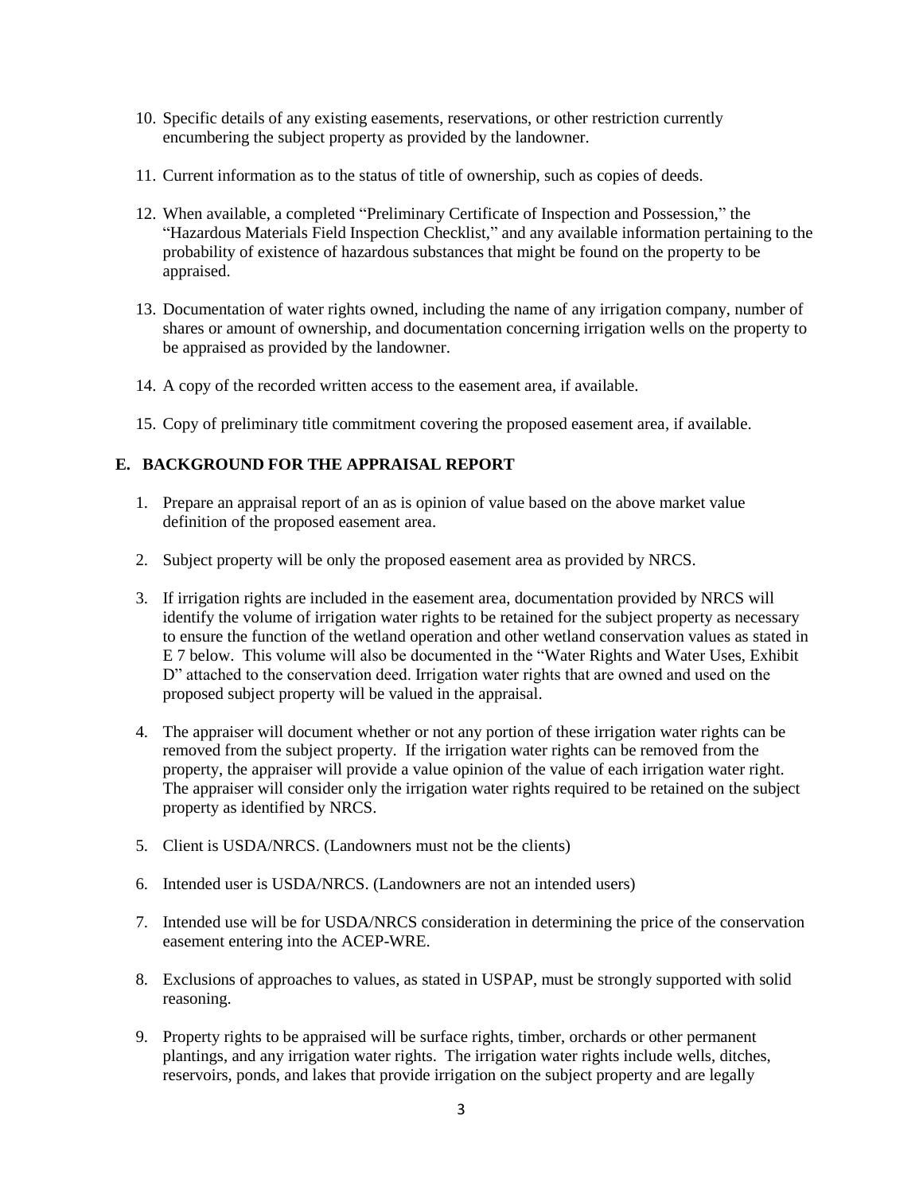10. Specific details of any existing easements, reservations, or other restriction currently encumbering the subject property as provided by the landowner.

11. Current information as to the status of title of ownership, such as copies of deeds.

12. When available, a completed "Preliminary Certificate of Inspection and Possession," the "Hazardous Materials Field Inspection Checklist," and any available information pertaining to the probability of existence of hazardous substances that might be found on the property to be appraised.

13. Documentation of water rights owned, including the name of any irrigation company, number of shares or amount of ownership, and documentation concerning irrigation wells on the property to be appraised as provided by the landowner.

14. A copy of the recorded written access to the easement area, if available.

15. Copy of preliminary title commitment covering the proposed easement area, if available.

## E. BACKGROUND FOR THE APPRAISAL REPORT

1. Prepare an appraisal report of an as is opinion of value based on the above market value definition of the proposed easement area.

2. Subject property will be only the proposed easement area as provided by NRCS.

3. If irrigation rights are included in the easement area, documentation provided by NRCS will identify the volume of irrigation water rights to be retained for the subject property as necessary to ensure the function of the wetland operation and other wetland conservation values as stated in E 7 below. This volume will also be documented in the "Water Rights and Water Uses, Exhibit D" attached to the conservation deed. Irrigation water rights that are owned and used on the proposed subject property will be valued in the appraisal.

4. The appraiser will document whether or not any portion of these irrigation water rights can be removed from the subject property. If the irrigation water rights can be removed from the property, the appraiser will provide a value opinion of the value of each irrigation water right. The appraiser will consider only the irrigation water rights required to be retained on the subject property as identified by NRCS.

5. Client is USDA/NRCS. (Landowners must not be the clients)

6. Intended user is USDA/NRCS. (Landowners are not an intended users)

7. Intended use will be for USDA/NRCS consideration in determining the price of the conservation easement entering into the ACEP-WRE.

8. Exclusions of approaches to values, as stated in USPAP, must be strongly supported with solid reasoning.

9. Property rights to be appraised will be surface rights, timber, orchards or other permanent plantings, and any irrigation water rights. The irrigation water rights include wells, ditches, reservoirs, ponds, and lakes that provide irrigation on the subject property and are legally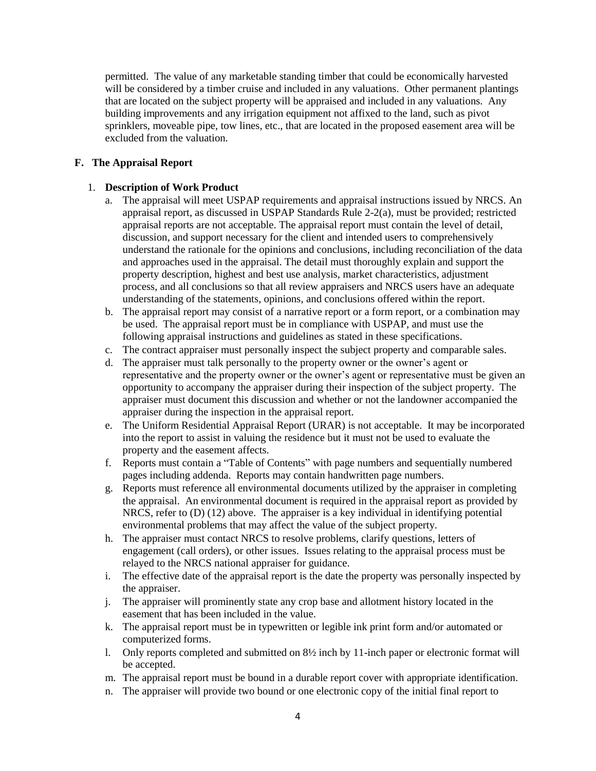permitted. The value of any marketable standing timber that could be economically harvested will be considered by a timber cruise and included in any valuations. Other permanent plantings that are located on the subject property will be appraised and included in any valuations. Any building improvements and any irrigation equipment not affixed to the land, such as pivot sprinklers, moveable pipe, tow lines, etc., that are located in the proposed easement area will be excluded from the valuation.

## F. The Appraisal Report

1. **Description of Work Product**
    a. The appraisal will meet USPAP requirements and appraisal instructions issued by NRCS. An appraisal report, as discussed in USPAP Standards Rule 2-2(a), must be provided; restricted appraisal reports are not acceptable. The appraisal report must contain the level of detail, discussion, and support necessary for the client and intended users to comprehensively understand the rationale for the opinions and conclusions, including reconciliation of the data and approaches used in the appraisal. The detail must thoroughly explain and support the property description, highest and best use analysis, market characteristics, adjustment process, and all conclusions so that all review appraisers and NRCS users have an adequate understanding of the statements, opinions, and conclusions offered within the report.
    b. The appraisal report may consist of a narrative report or a form report, or a combination may be used. The appraisal report must be in compliance with USPAP, and must use the following appraisal instructions and guidelines as stated in these specifications.
    c. The contract appraiser must personally inspect the subject property and comparable sales.
    d. The appraiser must talk personally to the property owner or the owner's agent or representative and the property owner or the owner's agent or representative must be given an opportunity to accompany the appraiser during their inspection of the subject property. The appraiser must document this discussion and whether or not the landowner accompanied the appraiser during the inspection in the appraisal report.
    e. The Uniform Residential Appraisal Report (URAR) is not acceptable. It may be incorporated into the report to assist in valuing the residence but it must not be used to evaluate the property and the easement affects.
    f. Reports must contain a "Table of Contents" with page numbers and sequentially numbered pages including addenda. Reports may contain handwritten page numbers.
    g. Reports must reference all environmental documents utilized by the appraiser in completing the appraisal. An environmental document is required in the appraisal report as provided by NRCS, refer to (D) (12) above. The appraiser is a key individual in identifying potential environmental problems that may affect the value of the subject property.
    h. The appraiser must contact NRCS to resolve problems, clarify questions, letters of engagement (call orders), or other issues. Issues relating to the appraisal process must be relayed to the NRCS national appraiser for guidance.
    i. The effective date of the appraisal report is the date the property was personally inspected by the appraiser.
    j. The appraiser will prominently state any crop base and allotment history located in the easement that has been included in the value.
    k. The appraisal report must be in typewritten or legible ink print form and/or automated or computerized forms.
    l. Only reports completed and submitted on 8½ inch by 11-inch paper or electronic format will be accepted.
    m. The appraisal report must be bound in a durable report cover with appropriate identification.
    n. The appraiser will provide two bound or one electronic copy of the initial final report to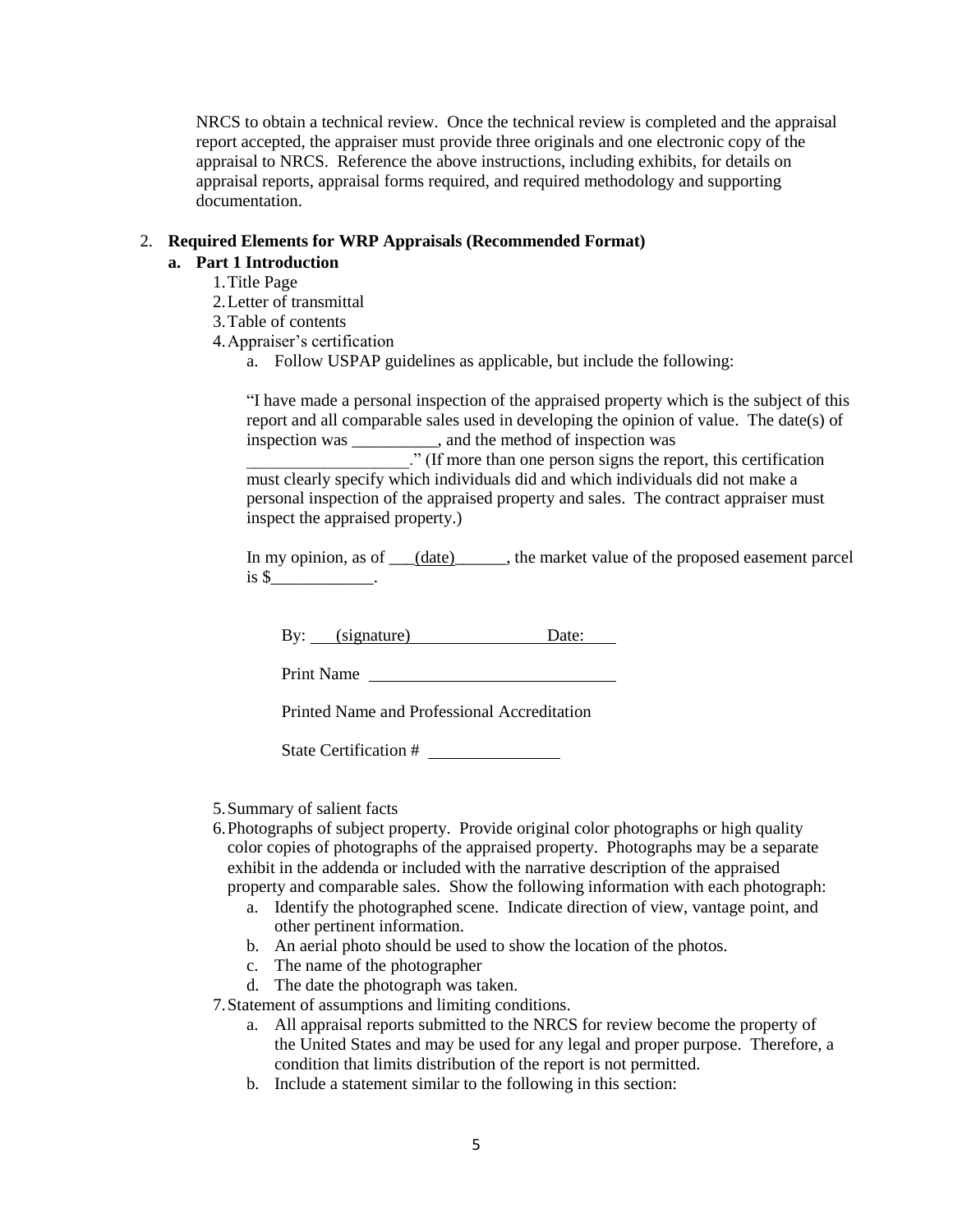NRCS to obtain a technical review. Once the technical review is completed and the appraisal report accepted, the appraiser must provide three originals and one electronic copy of the appraisal to NRCS. Reference the above instructions, including exhibits, for details on appraisal reports, appraisal forms required, and required methodology and supporting documentation.

2. **Required Elements for WRP Appraisals (Recommended Format)**

   **a. Part 1 Introduction**

   1. Title Page
   2. Letter of transmittal
   3. Table of contents
   4. Appraiser's certification
      a. Follow USPAP guidelines as applicable, but include the following:

      "I have made a personal inspection of the appraised property which is the subject of this report and all comparable sales used in developing the opinion of value. The date(s) of inspection was __________, and the method of inspection was ___________________." (If more than one person signs the report, this certification must clearly specify which individuals did and which individuals did not make a personal inspection of the appraised property and sales. The contract appraiser must inspect the appraised property.)

      In my opinion, as of ___(date)______, the market value of the proposed easement parcel is $____________.

      By: ___(signature)_________________ Date: _____

      Print Name ______________________________

      Printed Name and Professional Accreditation

      State Certification # ________________

   5. Summary of salient facts
   6. Photographs of subject property. Provide original color photographs or high quality color copies of photographs of the appraised property. Photographs may be a separate exhibit in the addenda or included with the narrative description of the appraised property and comparable sales. Show the following information with each photograph:
      a. Identify the photographed scene. Indicate direction of view, vantage point, and other pertinent information.
      b. An aerial photo should be used to show the location of the photos.
      c. The name of the photographer
      d. The date the photograph was taken.
   7. Statement of assumptions and limiting conditions.
      a. All appraisal reports submitted to the NRCS for review become the property of the United States and may be used for any legal and proper purpose. Therefore, a condition that limits distribution of the report is not permitted.
      b. Include a statement similar to the following in this section: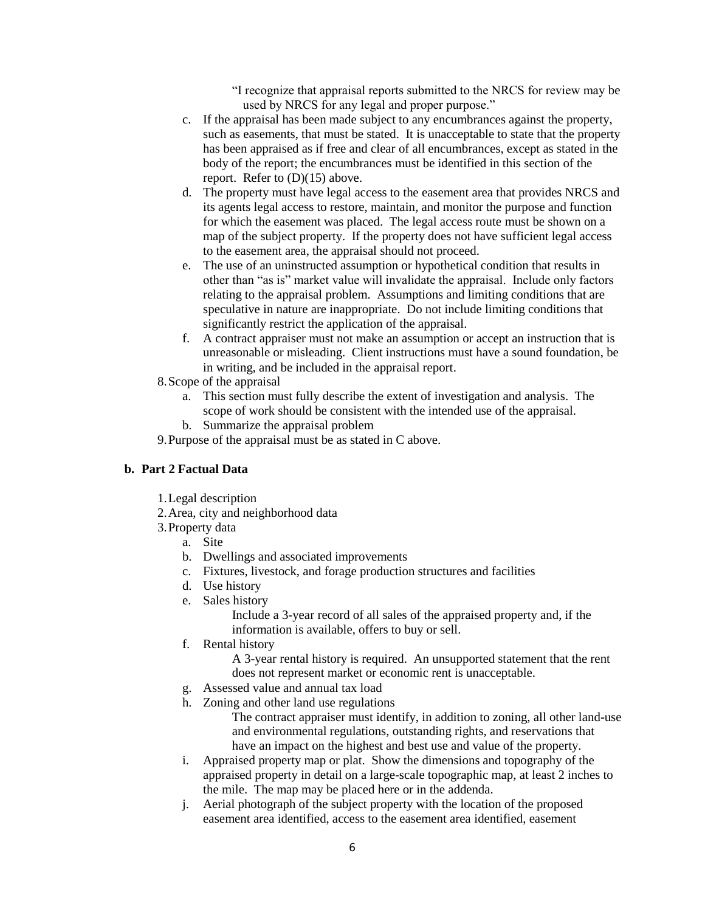"I recognize that appraisal reports submitted to the NRCS for review may be used by NRCS for any legal and proper purpose."

c. If the appraisal has been made subject to any encumbrances against the property, such as easements, that must be stated. It is unacceptable to state that the property has been appraised as if free and clear of all encumbrances, except as stated in the body of the report; the encumbrances must be identified in this section of the report. Refer to (D)(15) above.

d. The property must have legal access to the easement area that provides NRCS and its agents legal access to restore, maintain, and monitor the purpose and function for which the easement was placed. The legal access route must be shown on a map of the subject property. If the property does not have sufficient legal access to the easement area, the appraisal should not proceed.

e. The use of an uninstructed assumption or hypothetical condition that results in other than "as is" market value will invalidate the appraisal. Include only factors relating to the appraisal problem. Assumptions and limiting conditions that are speculative in nature are inappropriate. Do not include limiting conditions that significantly restrict the application of the appraisal.

f. A contract appraiser must not make an assumption or accept an instruction that is unreasonable or misleading. Client instructions must have a sound foundation, be in writing, and be included in the appraisal report.

8. Scope of the appraisal
   a. This section must fully describe the extent of investigation and analysis. The scope of work should be consistent with the intended use of the appraisal.
   b. Summarize the appraisal problem

9. Purpose of the appraisal must be as stated in C above.

**b. Part 2 Factual Data**

1. Legal description
2. Area, city and neighborhood data
3. Property data
   a. Site
   b. Dwellings and associated improvements
   c. Fixtures, livestock, and forage production structures and facilities
   d. Use history
   e. Sales history

      Include a 3-year record of all sales of the appraised property and, if the information is available, offers to buy or sell.

   f. Rental history

      A 3-year rental history is required. An unsupported statement that the rent does not represent market or economic rent is unacceptable.

   g. Assessed value and annual tax load
   h. Zoning and other land use regulations

      The contract appraiser must identify, in addition to zoning, all other land-use and environmental regulations, outstanding rights, and reservations that have an impact on the highest and best use and value of the property.

   i. Appraised property map or plat. Show the dimensions and topography of the appraised property in detail on a large-scale topographic map, at least 2 inches to the mile. The map may be placed here or in the addenda.
   j. Aerial photograph of the subject property with the location of the proposed easement area identified, access to the easement area identified, easement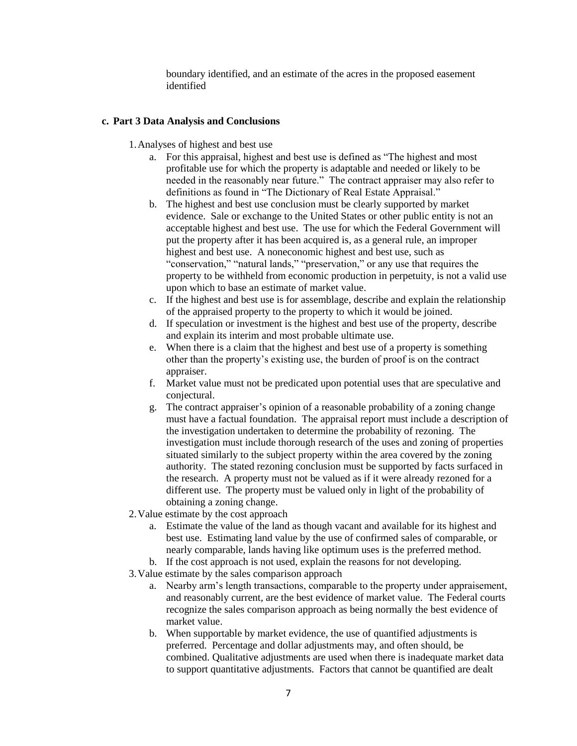boundary identified, and an estimate of the acres in the proposed easement identified

**c. Part 3 Data Analysis and Conclusions**

1. Analyses of highest and best use
    a. For this appraisal, highest and best use is defined as "The highest and most profitable use for which the property is adaptable and needed or likely to be needed in the reasonably near future." The contract appraiser may also refer to definitions as found in "The Dictionary of Real Estate Appraisal."
    b. The highest and best use conclusion must be clearly supported by market evidence. Sale or exchange to the United States or other public entity is not an acceptable highest and best use. The use for which the Federal Government will put the property after it has been acquired is, as a general rule, an improper highest and best use. A noneconomic highest and best use, such as "conservation," "natural lands," "preservation," or any use that requires the property to be withheld from economic production in perpetuity, is not a valid use upon which to base an estimate of market value.
    c. If the highest and best use is for assemblage, describe and explain the relationship of the appraised property to the property to which it would be joined.
    d. If speculation or investment is the highest and best use of the property, describe and explain its interim and most probable ultimate use.
    e. When there is a claim that the highest and best use of a property is something other than the property's existing use, the burden of proof is on the contract appraiser.
    f. Market value must not be predicated upon potential uses that are speculative and conjectural.
    g. The contract appraiser's opinion of a reasonable probability of a zoning change must have a factual foundation. The appraisal report must include a description of the investigation undertaken to determine the probability of rezoning. The investigation must include thorough research of the uses and zoning of properties situated similarly to the subject property within the area covered by the zoning authority. The stated rezoning conclusion must be supported by facts surfaced in the research. A property must not be valued as if it were already rezoned for a different use. The property must be valued only in light of the probability of obtaining a zoning change.
2. Value estimate by the cost approach
    a. Estimate the value of the land as though vacant and available for its highest and best use. Estimating land value by the use of confirmed sales of comparable, or nearly comparable, lands having like optimum uses is the preferred method.
    b. If the cost approach is not used, explain the reasons for not developing.
3. Value estimate by the sales comparison approach
    a. Nearby arm's length transactions, comparable to the property under appraisement, and reasonably current, are the best evidence of market value. The Federal courts recognize the sales comparison approach as being normally the best evidence of market value.
    b. When supportable by market evidence, the use of quantified adjustments is preferred. Percentage and dollar adjustments may, and often should, be combined. Qualitative adjustments are used when there is inadequate market data to support quantitative adjustments. Factors that cannot be quantified are dealt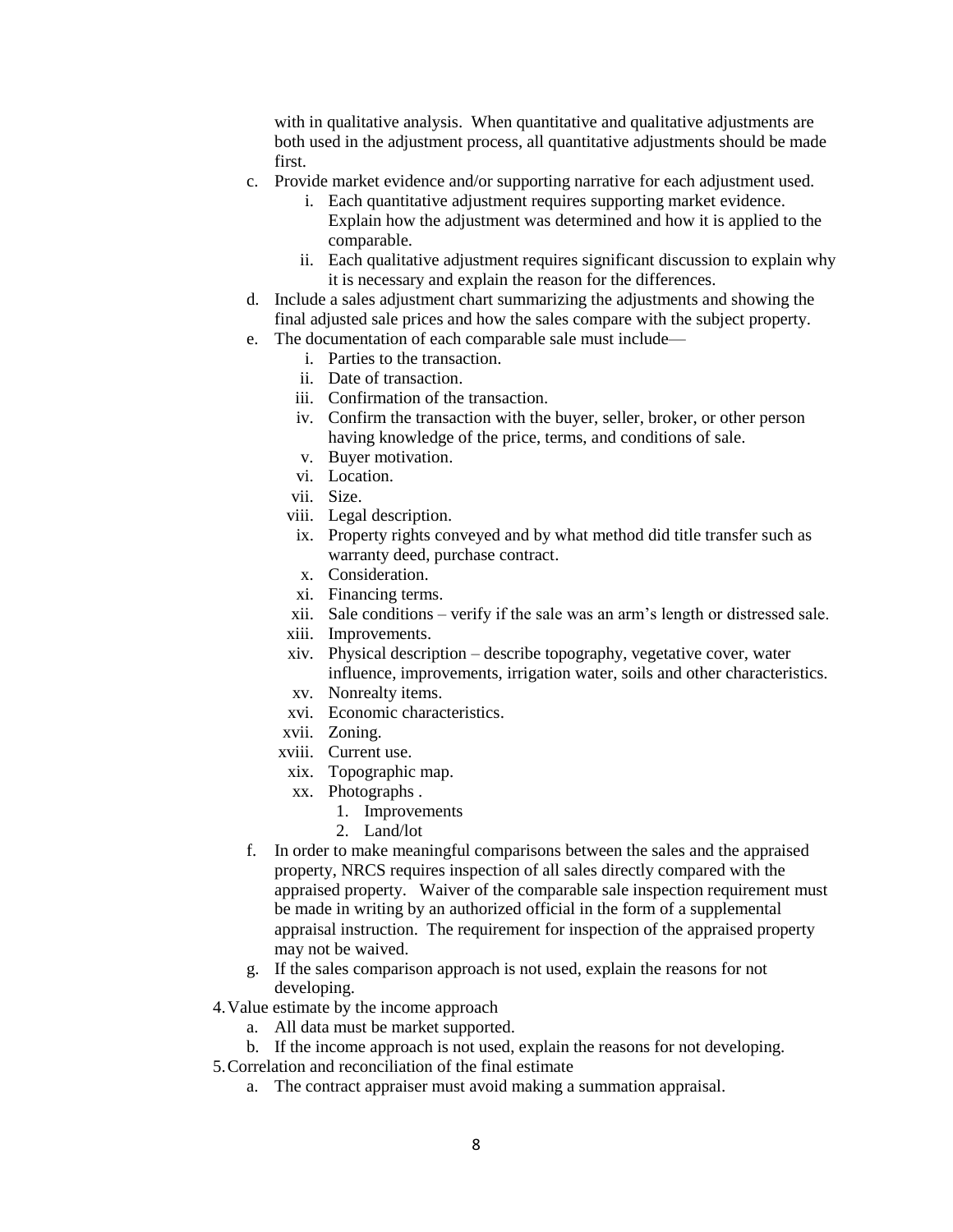with in qualitative analysis. When quantitative and qualitative adjustments are both used in the adjustment process, all quantitative adjustments should be made first.

   c. Provide market evidence and/or supporting narrative for each adjustment used.
      i. Each quantitative adjustment requires supporting market evidence. Explain how the adjustment was determined and how it is applied to the comparable.
      ii. Each qualitative adjustment requires significant discussion to explain why it is necessary and explain the reason for the differences.
   d. Include a sales adjustment chart summarizing the adjustments and showing the final adjusted sale prices and how the sales compare with the subject property.
   e. The documentation of each comparable sale must include—
      i. Parties to the transaction.
      ii. Date of transaction.
      iii. Confirmation of the transaction.
      iv. Confirm the transaction with the buyer, seller, broker, or other person having knowledge of the price, terms, and conditions of sale.
      v. Buyer motivation.
      vi. Location.
      vii. Size.
      viii. Legal description.
      ix. Property rights conveyed and by what method did title transfer such as warranty deed, purchase contract.
      x. Consideration.
      xi. Financing terms.
      xii. Sale conditions – verify if the sale was an arm's length or distressed sale.
      xiii. Improvements.
      xiv. Physical description – describe topography, vegetative cover, water influence, improvements, irrigation water, soils and other characteristics.
      xv. Nonrealty items.
      xvi. Economic characteristics.
      xvii. Zoning.
      xviii. Current use.
      xix. Topographic map.
      xx. Photographs .
         1. Improvements
         2. Land/lot
   f. In order to make meaningful comparisons between the sales and the appraised property, NRCS requires inspection of all sales directly compared with the appraised property. Waiver of the comparable sale inspection requirement must be made in writing by an authorized official in the form of a supplemental appraisal instruction. The requirement for inspection of the appraised property may not be waived.
   g. If the sales comparison approach is not used, explain the reasons for not developing.

4. Value estimate by the income approach
   a. All data must be market supported.
   b. If the income approach is not used, explain the reasons for not developing.

5. Correlation and reconciliation of the final estimate
   a. The contract appraiser must avoid making a summation appraisal.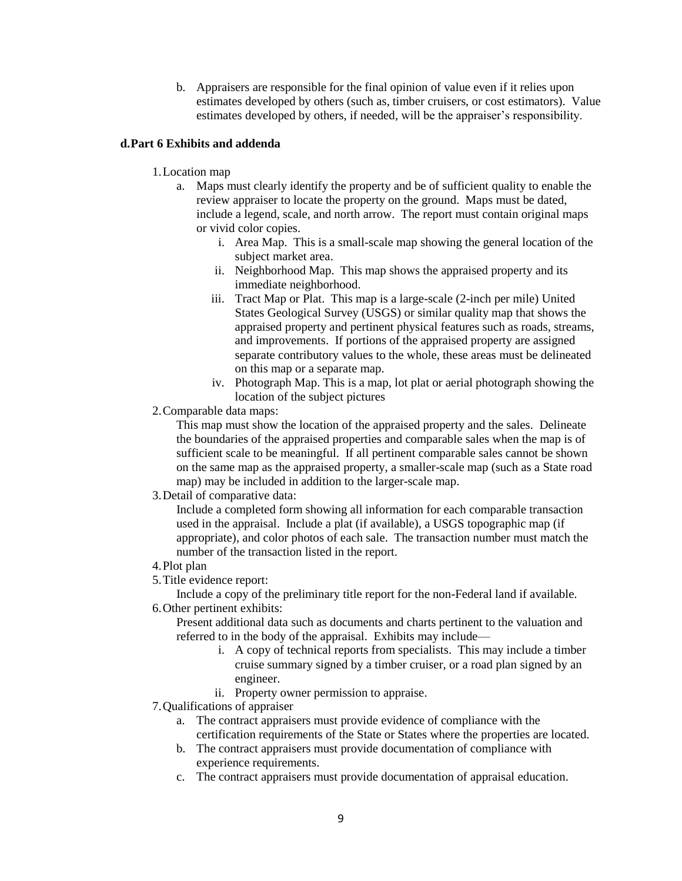b. Appraisers are responsible for the final opinion of value even if it relies upon estimates developed by others (such as, timber cruisers, or cost estimators). Value estimates developed by others, if needed, will be the appraiser's responsibility.

### d. Part 6 Exhibits and addenda

1. Location map
   a. Maps must clearly identify the property and be of sufficient quality to enable the review appraiser to locate the property on the ground. Maps must be dated, include a legend, scale, and north arrow. The report must contain original maps or vivid color copies.
      i. Area Map. This is a small-scale map showing the general location of the subject market area.
      ii. Neighborhood Map. This map shows the appraised property and its immediate neighborhood.
      iii. Tract Map or Plat. This map is a large-scale (2-inch per mile) United States Geological Survey (USGS) or similar quality map that shows the appraised property and pertinent physical features such as roads, streams, and improvements. If portions of the appraised property are assigned separate contributory values to the whole, these areas must be delineated on this map or a separate map.
      iv. Photograph Map. This is a map, lot plat or aerial photograph showing the location of the subject pictures
2. Comparable data maps:
   This map must show the location of the appraised property and the sales. Delineate the boundaries of the appraised properties and comparable sales when the map is of sufficient scale to be meaningful. If all pertinent comparable sales cannot be shown on the same map as the appraised property, a smaller-scale map (such as a State road map) may be included in addition to the larger-scale map.
3. Detail of comparative data:
   Include a completed form showing all information for each comparable transaction used in the appraisal. Include a plat (if available), a USGS topographic map (if appropriate), and color photos of each sale. The transaction number must match the number of the transaction listed in the report.
4. Plot plan
5. Title evidence report:
   Include a copy of the preliminary title report for the non-Federal land if available.
6. Other pertinent exhibits:
   Present additional data such as documents and charts pertinent to the valuation and referred to in the body of the appraisal. Exhibits may include—
      i. A copy of technical reports from specialists. This may include a timber cruise summary signed by a timber cruiser, or a road plan signed by an engineer.
      ii. Property owner permission to appraise.
7. Qualifications of appraiser
   a. The contract appraisers must provide evidence of compliance with the certification requirements of the State or States where the properties are located.
   b. The contract appraisers must provide documentation of compliance with experience requirements.
   c. The contract appraisers must provide documentation of appraisal education.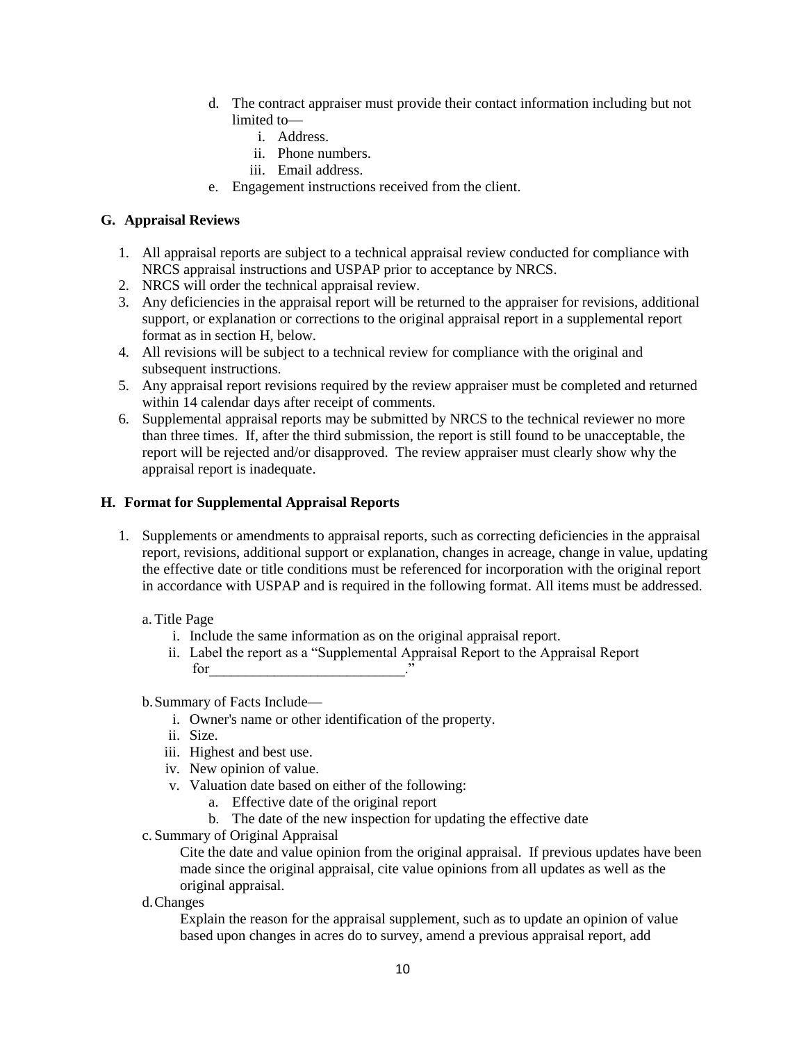d. The contract appraiser must provide their contact information including but not limited to—
   i. Address.
   ii. Phone numbers.
   iii. Email address.

e. Engagement instructions received from the client.

### G. Appraisal Reviews

1. All appraisal reports are subject to a technical appraisal review conducted for compliance with NRCS appraisal instructions and USPAP prior to acceptance by NRCS.
2. NRCS will order the technical appraisal review.
3. Any deficiencies in the appraisal report will be returned to the appraiser for revisions, additional support, or explanation or corrections to the original appraisal report in a supplemental report format as in section H, below.
4. All revisions will be subject to a technical review for compliance with the original and subsequent instructions.
5. Any appraisal report revisions required by the review appraiser must be completed and returned within 14 calendar days after receipt of comments.
6. Supplemental appraisal reports may be submitted by NRCS to the technical reviewer no more than three times. If, after the third submission, the report is still found to be unacceptable, the report will be rejected and/or disapproved. The review appraiser must clearly show why the appraisal report is inadequate.

### H. Format for Supplemental Appraisal Reports

1. Supplements or amendments to appraisal reports, such as correcting deficiencies in the appraisal report, revisions, additional support or explanation, changes in acreage, change in value, updating the effective date or title conditions must be referenced for incorporation with the original report in accordance with USPAP and is required in the following format. All items must be addressed.

   a. Title Page
      i. Include the same information as on the original appraisal report.
      ii. Label the report as a "Supplemental Appraisal Report to the Appraisal Report for__________________________."

   b. Summary of Facts Include—
      i. Owner's name or other identification of the property.
      ii. Size.
      iii. Highest and best use.
      iv. New opinion of value.
      v. Valuation date based on either of the following:
         a. Effective date of the original report
         b. The date of the new inspection for updating the effective date

   c. Summary of Original Appraisal

      Cite the date and value opinion from the original appraisal. If previous updates have been made since the original appraisal, cite value opinions from all updates as well as the original appraisal.

   d. Changes

      Explain the reason for the appraisal supplement, such as to update an opinion of value based upon changes in acres do to survey, amend a previous appraisal report, add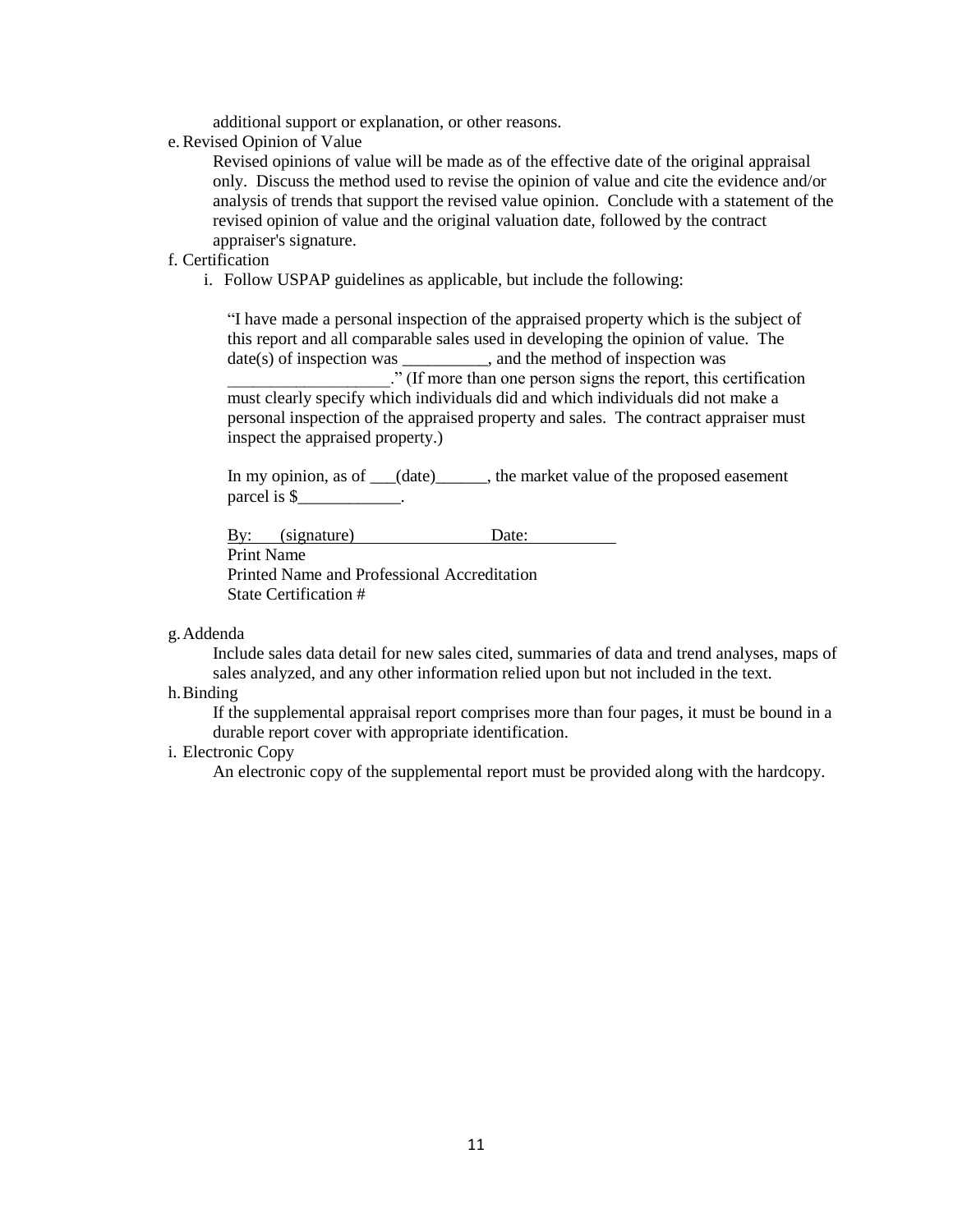additional support or explanation, or other reasons.

e. Revised Opinion of Value

Revised opinions of value will be made as of the effective date of the original appraisal only. Discuss the method used to revise the opinion of value and cite the evidence and/or analysis of trends that support the revised value opinion. Conclude with a statement of the revised opinion of value and the original valuation date, followed by the contract appraiser's signature.

f. Certification

i. Follow USPAP guidelines as applicable, but include the following:

"I have made a personal inspection of the appraised property which is the subject of this report and all comparable sales used in developing the opinion of value. The date(s) of inspection was __________, and the method of inspection was ___________________." (If more than one person signs the report, this certification must clearly specify which individuals did and which individuals did not make a personal inspection of the appraised property and sales. The contract appraiser must inspect the appraised property.)

In my opinion, as of ___(date)______, the market value of the proposed easement parcel is $____________.

By: (signature) Date:

Print Name

Printed Name and Professional Accreditation

State Certification #

g. Addenda

Include sales data detail for new sales cited, summaries of data and trend analyses, maps of sales analyzed, and any other information relied upon but not included in the text.

h. Binding

If the supplemental appraisal report comprises more than four pages, it must be bound in a durable report cover with appropriate identification.

i. Electronic Copy

An electronic copy of the supplemental report must be provided along with the hardcopy.